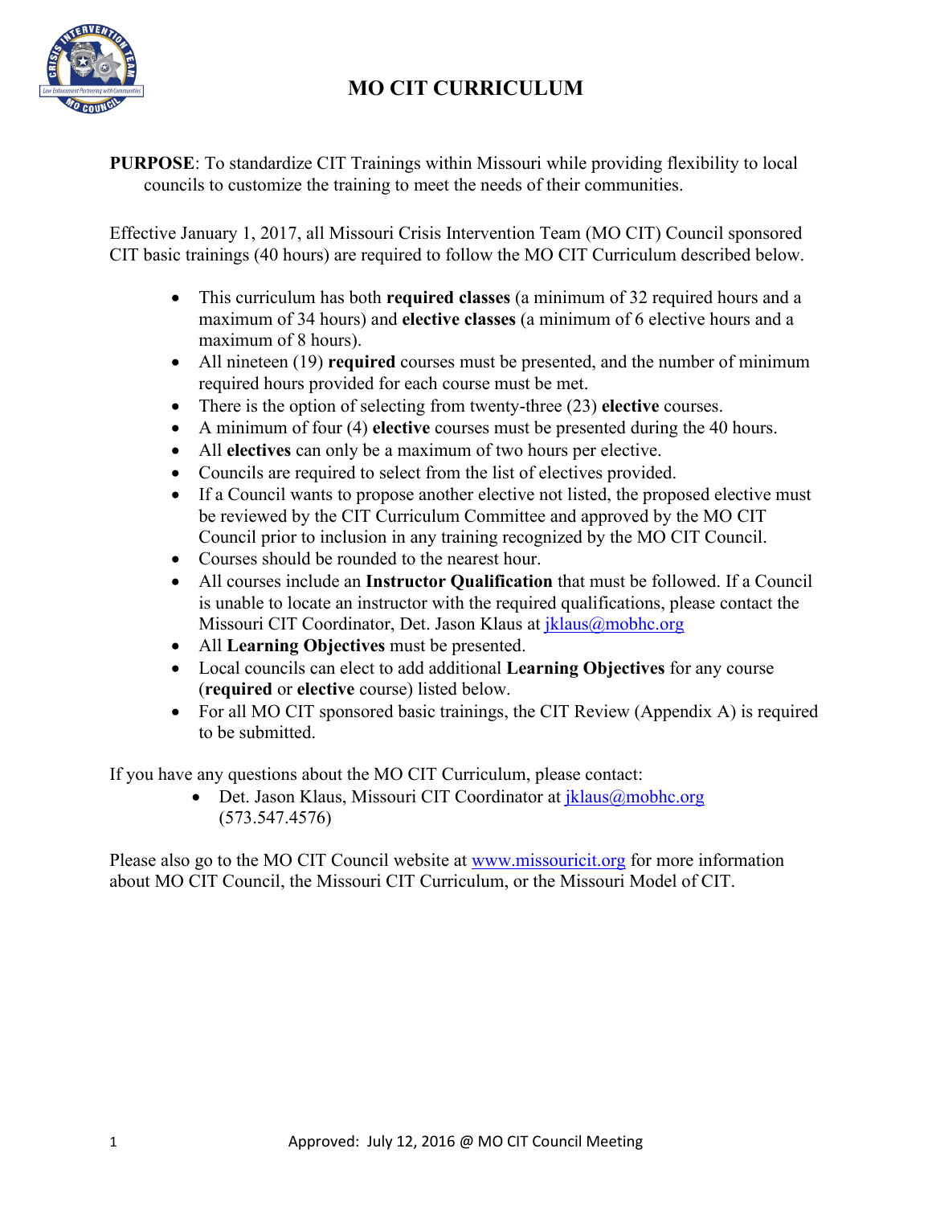# MO CIT CURRICULUM

**PURPOSE**: To standardize CIT Trainings within Missouri while providing flexibility to local councils to customize the training to meet the needs of their communities.

Effective January 1, 2017, all Missouri Crisis Intervention Team (MO CIT) Council sponsored CIT basic trainings (40 hours) are required to follow the MO CIT Curriculum described below.

- This curriculum has both **required classes** (a minimum of 32 required hours and a maximum of 34 hours) and **elective classes** (a minimum of 6 elective hours and a maximum of 8 hours).
- All nineteen (19) **required** courses must be presented, and the number of minimum required hours provided for each course must be met.
- There is the option of selecting from twenty-three (23) **elective** courses.
- A minimum of four (4) **elective** courses must be presented during the 40 hours.
- All **electives** can only be a maximum of two hours per elective.
- Councils are required to select from the list of electives provided.
- If a Council wants to propose another elective not listed, the proposed elective must be reviewed by the CIT Curriculum Committee and approved by the MO CIT Council prior to inclusion in any training recognized by the MO CIT Council.
- Courses should be rounded to the nearest hour.
- All courses include an **Instructor Qualification** that must be followed. If a Council is unable to locate an instructor with the required qualifications, please contact the Missouri CIT Coordinator, Det. Jason Klaus at jklaus@mobhc.org
- All **Learning Objectives** must be presented.
- Local councils can elect to add additional **Learning Objectives** for any course (**required** or **elective** course) listed below.
- For all MO CIT sponsored basic trainings, the CIT Review (Appendix A) is required to be submitted.

If you have any questions about the MO CIT Curriculum, please contact:

- Det. Jason Klaus, Missouri CIT Coordinator at jklaus@mobhc.org (573.547.4576)

Please also go to the MO CIT Council website at www.missouricit.org for more information about MO CIT Council, the Missouri CIT Curriculum, or the Missouri Model of CIT.

Approved: July 12, 2016 @ MO CIT Council Meeting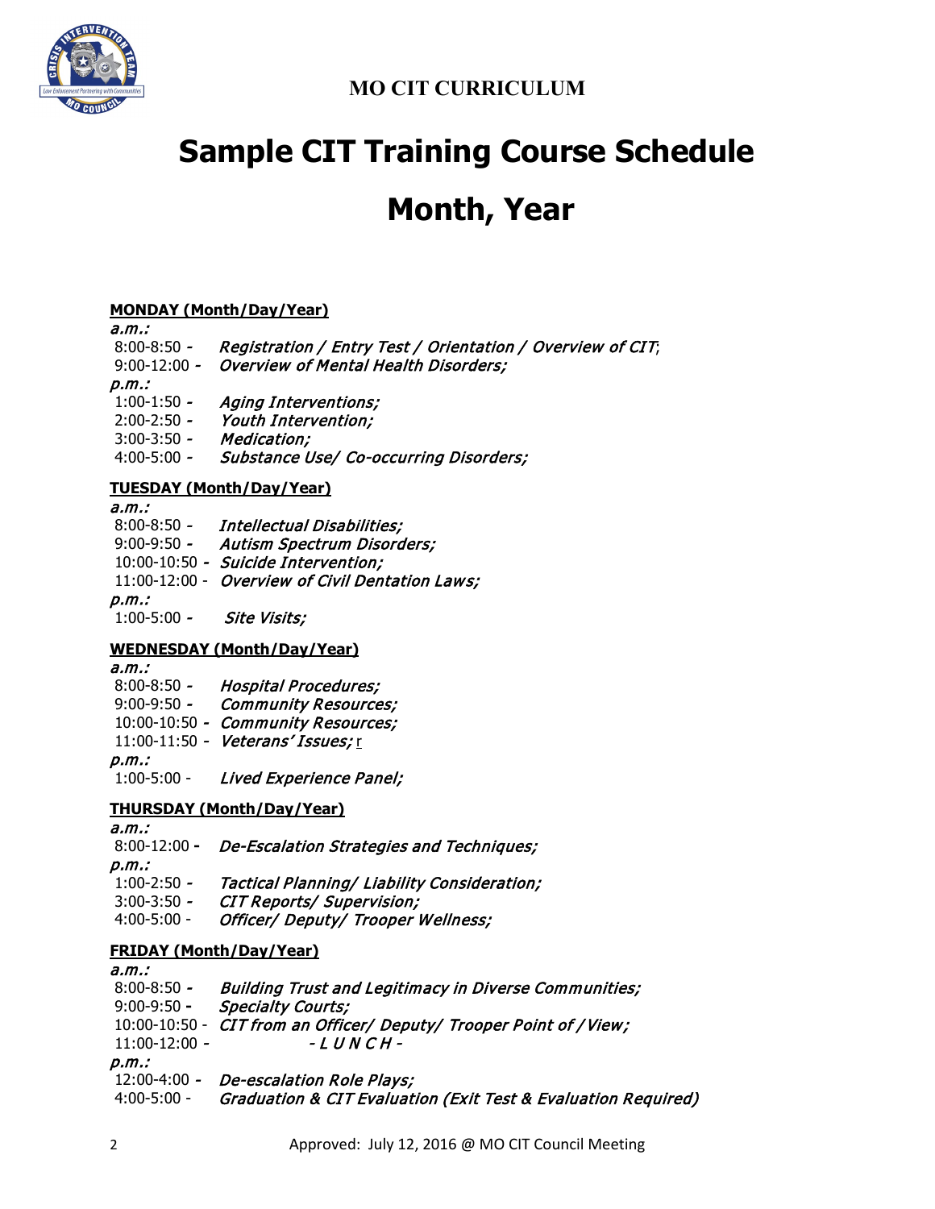**MO CIT CURRICULUM**

# Sample CIT Training Course Schedule

# Month, Year

**MONDAY (Month/Day/Year)**

***a.m.:***

8:00-8:50 - *Registration / Entry Test / Orientation / Overview of CIT*;
9:00-12:00 - *Overview of Mental Health Disorders;*

***p.m.:***

1:00-1:50 - *Aging Interventions;*
2:00-2:50 - *Youth Intervention;*
3:00-3:50 - *Medication;*
4:00-5:00 - *Substance Use/ Co-occurring Disorders;*

**TUESDAY (Month/Day/Year)**

***a.m.:***

8:00-8:50 - *Intellectual Disabilities;*
9:00-9:50 - *Autism Spectrum Disorders;*
10:00-10:50 - *Suicide Intervention;*
11:00-12:00 - *Overview of Civil Dentation Laws;*

***p.m.:***

1:00-5:00 - *Site Visits;*

**WEDNESDAY (Month/Day/Year)**

***a.m.:***

8:00-8:50 - *Hospital Procedures;*
9:00-9:50 - *Community Resources;*
10:00-10:50 - *Community Resources;*
11:00-11:50 - *Veterans' Issues;* r

***p.m.:***

1:00-5:00 - *Lived Experience Panel;*

**THURSDAY (Month/Day/Year)**

***a.m.:***

8:00-12:00 - *De-Escalation Strategies and Techniques;*

***p.m.:***

1:00-2:50 - *Tactical Planning/ Liability Consideration;*
3:00-3:50 - *CIT Reports/ Supervision;*
4:00-5:00 - *Officer/ Deputy/ Trooper Wellness;*

**FRIDAY (Month/Day/Year)**

***a.m.:***

8:00-8:50 - *Building Trust and Legitimacy in Diverse Communities;*
9:00-9:50 - *Specialty Courts;*
10:00-10:50 - *CIT from an Officer/ Deputy/ Trooper Point of /View;*
11:00-12:00 - *- L U N C H -*

***p.m.:***

12:00-4:00 - *De-escalation Role Plays;*
4:00-5:00 - *Graduation & CIT Evaluation (Exit Test & Evaluation Required)*

Approved: July 12, 2016 @ MO CIT Council Meeting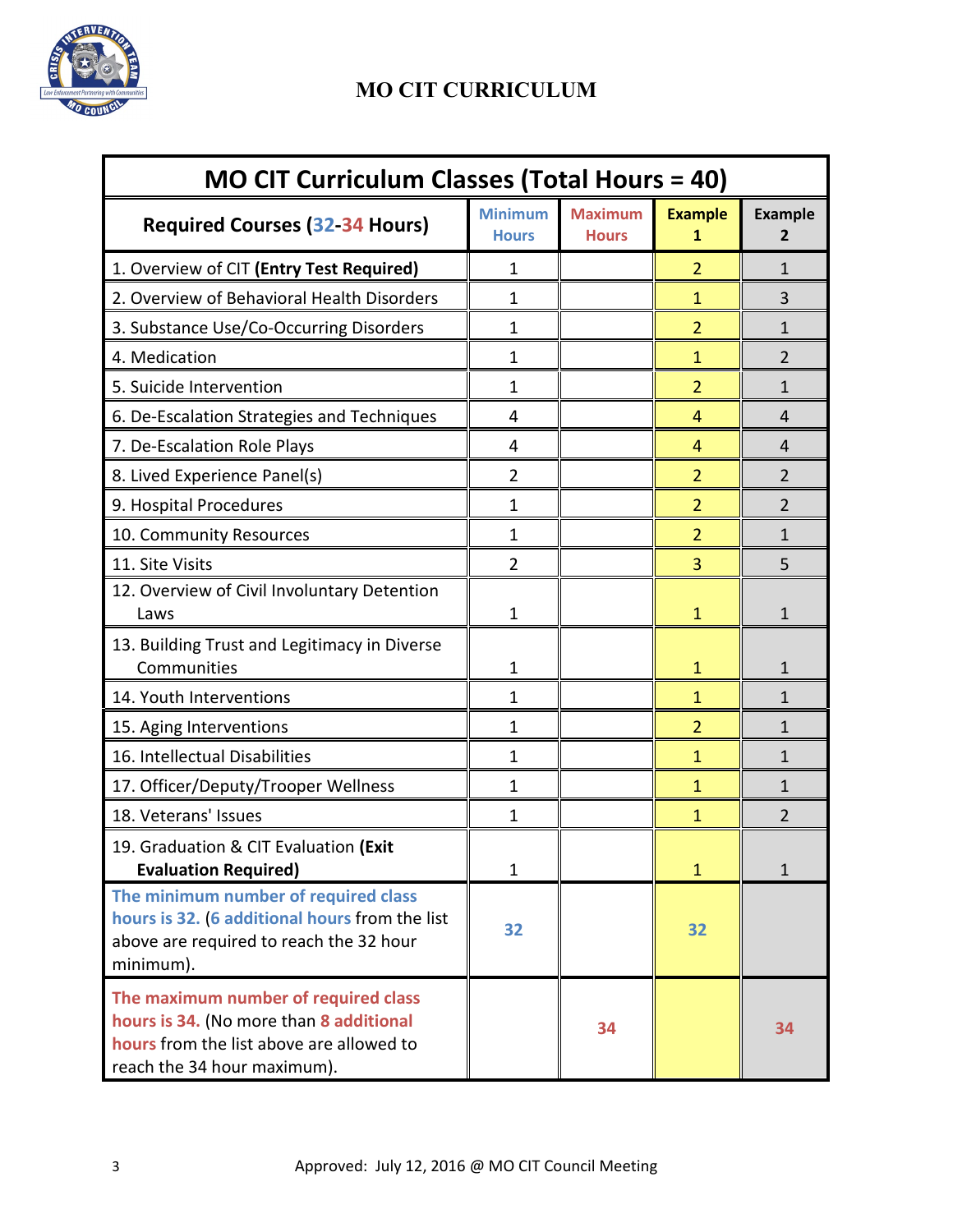# MO CIT CURRICULUM

| MO CIT Curriculum Classes (Total Hours = 40) | | | | |
|---|---|---|---|---|
| **Required Courses (32-34 Hours)** | **Minimum Hours** | **Maximum Hours** | **Example 1** | **Example 2** |
| 1. Overview of CIT **(Entry Test Required)** | 1 | | 2 | 1 |
| 2. Overview of Behavioral Health Disorders | 1 | | 1 | 3 |
| 3. Substance Use/Co-Occurring Disorders | 1 | | 2 | 1 |
| 4. Medication | 1 | | 1 | 2 |
| 5. Suicide Intervention | 1 | | 2 | 1 |
| 6. De-Escalation Strategies and Techniques | 4 | | 4 | 4 |
| 7. De-Escalation Role Plays | 4 | | 4 | 4 |
| 8. Lived Experience Panel(s) | 2 | | 2 | 2 |
| 9. Hospital Procedures | 1 | | 2 | 2 |
| 10. Community Resources | 1 | | 2 | 1 |
| 11. Site Visits | 2 | | 3 | 5 |
| 12. Overview of Civil Involuntary Detention Laws | 1 | | 1 | 1 |
| 13. Building Trust and Legitimacy in Diverse Communities | 1 | | 1 | 1 |
| 14. Youth Interventions | 1 | | 1 | 1 |
| 15. Aging Interventions | 1 | | 2 | 1 |
| 16. Intellectual Disabilities | 1 | | 1 | 1 |
| 17. Officer/Deputy/Trooper Wellness | 1 | | 1 | 1 |
| 18. Veterans' Issues | 1 | | 1 | 2 |
| 19. Graduation & CIT Evaluation **(Exit Evaluation Required)** | 1 | | 1 | 1 |
| The minimum number of required class hours is 32. (6 additional hours from the list above are required to reach the 32 hour minimum). | 32 | | 32 | |
| The maximum number of required class hours is 34. (No more than 8 additional hours from the list above are allowed to reach the 34 hour maximum). | | 34 | | 34 |

Approved: July 12, 2016 @ MO CIT Council Meeting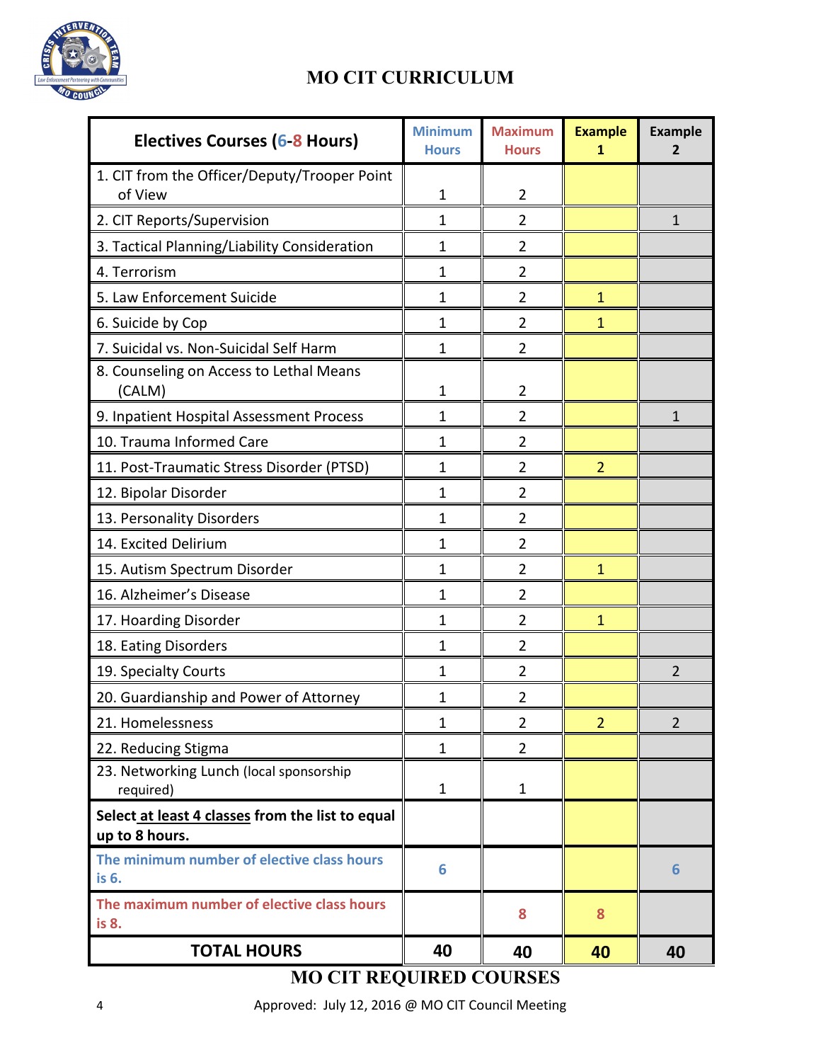# MO CIT CURRICULUM

| Electives Courses (6-8 Hours) | Minimum Hours | Maximum Hours | Example 1 | Example 2 |
|---|---|---|---|---|
| 1. CIT from the Officer/Deputy/Trooper Point of View | 1 | 2 | | |
| 2. CIT Reports/Supervision | 1 | 2 | | 1 |
| 3. Tactical Planning/Liability Consideration | 1 | 2 | | |
| 4. Terrorism | 1 | 2 | | |
| 5. Law Enforcement Suicide | 1 | 2 | 1 | |
| 6. Suicide by Cop | 1 | 2 | 1 | |
| 7. Suicidal vs. Non-Suicidal Self Harm | 1 | 2 | | |
| 8. Counseling on Access to Lethal Means (CALM) | 1 | 2 | | |
| 9. Inpatient Hospital Assessment Process | 1 | 2 | | 1 |
| 10. Trauma Informed Care | 1 | 2 | | |
| 11. Post-Traumatic Stress Disorder (PTSD) | 1 | 2 | 2 | |
| 12. Bipolar Disorder | 1 | 2 | | |
| 13. Personality Disorders | 1 | 2 | | |
| 14. Excited Delirium | 1 | 2 | | |
| 15. Autism Spectrum Disorder | 1 | 2 | 1 | |
| 16. Alzheimer's Disease | 1 | 2 | | |
| 17. Hoarding Disorder | 1 | 2 | 1 | |
| 18. Eating Disorders | 1 | 2 | | |
| 19. Specialty Courts | 1 | 2 | | 2 |
| 20. Guardianship and Power of Attorney | 1 | 2 | | |
| 21. Homelessness | 1 | 2 | 2 | 2 |
| 22. Reducing Stigma | 1 | 2 | | |
| 23. Networking Lunch (local sponsorship required) | 1 | 1 | | |
| **Select at least 4 classes from the list to equal up to 8 hours.** | | | | |
| **The minimum number of elective class hours is 6.** | **6** | | | **6** |
| **The maximum number of elective class hours is 8.** | | **8** | **8** | |
| **TOTAL HOURS** | **40** | **40** | **40** | **40** |

# MO CIT REQUIRED COURSES

Approved: July 12, 2016 @ MO CIT Council Meeting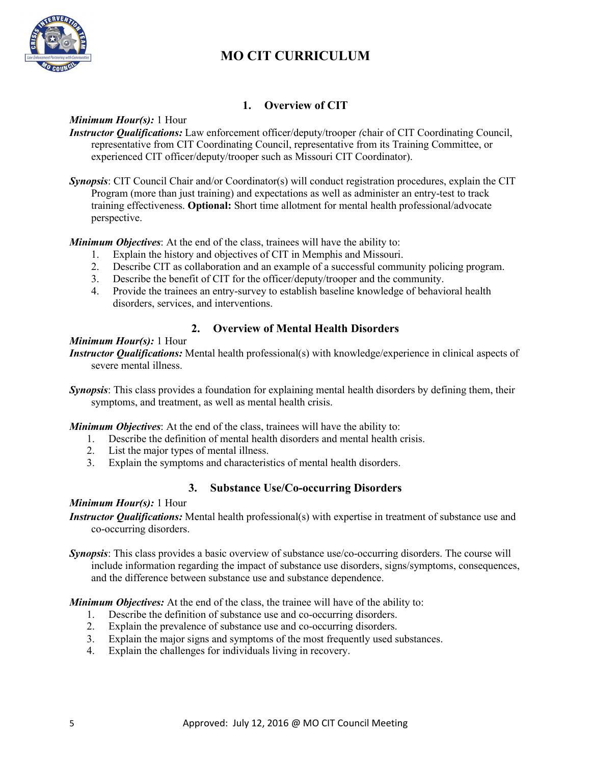# MO CIT CURRICULUM

## 1. Overview of CIT

***Minimum Hour(s):*** 1 Hour

***Instructor Qualifications:*** Law enforcement officer/deputy/trooper *(*chair of CIT Coordinating Council, representative from CIT Coordinating Council, representative from its Training Committee, or experienced CIT officer/deputy/trooper such as Missouri CIT Coordinator).

***Synopsis***: CIT Council Chair and/or Coordinator(s) will conduct registration procedures, explain the CIT Program (more than just training) and expectations as well as administer an entry-test to track training effectiveness. **Optional:** Short time allotment for mental health professional/advocate perspective.

***Minimum Objectives***: At the end of the class, trainees will have the ability to:

1. Explain the history and objectives of CIT in Memphis and Missouri.
2. Describe CIT as collaboration and an example of a successful community policing program.
3. Describe the benefit of CIT for the officer/deputy/trooper and the community.
4. Provide the trainees an entry-survey to establish baseline knowledge of behavioral health disorders, services, and interventions.

## 2. Overview of Mental Health Disorders

***Minimum Hour(s):*** 1 Hour

***Instructor Qualifications:*** Mental health professional(s) with knowledge/experience in clinical aspects of severe mental illness.

***Synopsis***: This class provides a foundation for explaining mental health disorders by defining them, their symptoms, and treatment, as well as mental health crisis.

***Minimum Objectives***: At the end of the class, trainees will have the ability to:

1. Describe the definition of mental health disorders and mental health crisis.
2. List the major types of mental illness.
3. Explain the symptoms and characteristics of mental health disorders.

## 3. Substance Use/Co-occurring Disorders

***Minimum Hour(s):*** 1 Hour

***Instructor Qualifications:*** Mental health professional(s) with expertise in treatment of substance use and co-occurring disorders.

***Synopsis***: This class provides a basic overview of substance use/co-occurring disorders. The course will include information regarding the impact of substance use disorders, signs/symptoms, consequences, and the difference between substance use and substance dependence.

***Minimum Objectives:*** At the end of the class, the trainee will have of the ability to:

1. Describe the definition of substance use and co-occurring disorders.
2. Explain the prevalence of substance use and co-occurring disorders.
3. Explain the major signs and symptoms of the most frequently used substances.
4. Explain the challenges for individuals living in recovery.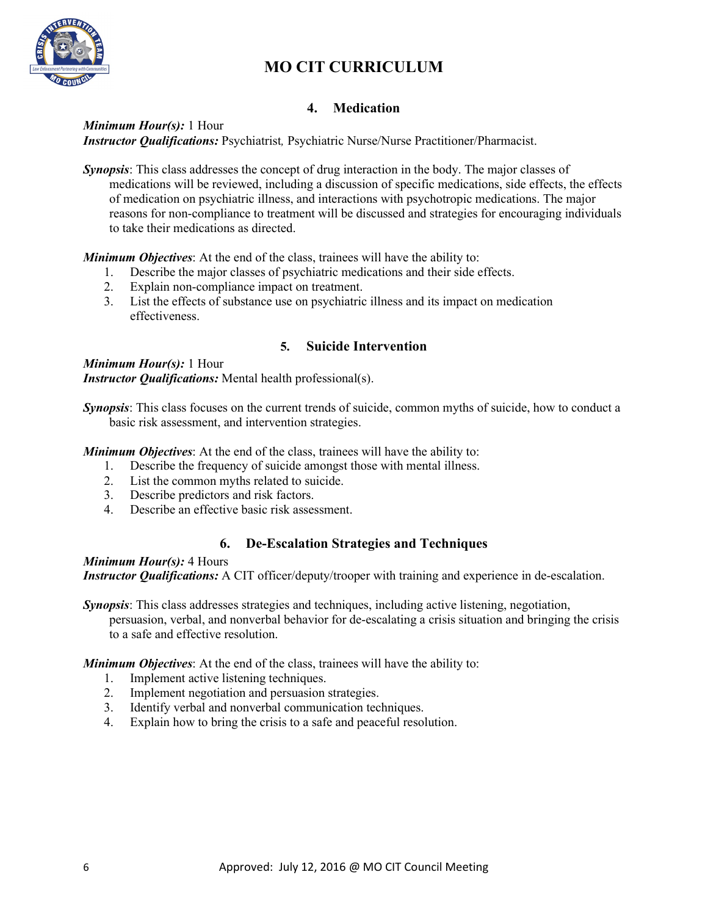## 4. Medication

***Minimum Hour(s):*** 1 Hour
***Instructor Qualifications:*** Psychiatrist, Psychiatric Nurse/Nurse Practitioner/Pharmacist.

***Synopsis***: This class addresses the concept of drug interaction in the body. The major classes of medications will be reviewed, including a discussion of specific medications, side effects, the effects of medication on psychiatric illness, and interactions with psychotropic medications. The major reasons for non-compliance to treatment will be discussed and strategies for encouraging individuals to take their medications as directed.

***Minimum Objectives***: At the end of the class, trainees will have the ability to:

1. Describe the major classes of psychiatric medications and their side effects.
2. Explain non-compliance impact on treatment.
3. List the effects of substance use on psychiatric illness and its impact on medication effectiveness.

## 5. Suicide Intervention

***Minimum Hour(s):*** 1 Hour
***Instructor Qualifications:*** Mental health professional(s).

***Synopsis***: This class focuses on the current trends of suicide, common myths of suicide, how to conduct a basic risk assessment, and intervention strategies.

***Minimum Objectives***: At the end of the class, trainees will have the ability to:

1. Describe the frequency of suicide amongst those with mental illness.
2. List the common myths related to suicide.
3. Describe predictors and risk factors.
4. Describe an effective basic risk assessment.

## 6. De-Escalation Strategies and Techniques

***Minimum Hour(s):*** 4 Hours
***Instructor Qualifications:*** A CIT officer/deputy/trooper with training and experience in de-escalation.

***Synopsis***: This class addresses strategies and techniques, including active listening, negotiation, persuasion, verbal, and nonverbal behavior for de-escalating a crisis situation and bringing the crisis to a safe and effective resolution.

***Minimum Objectives***: At the end of the class, trainees will have the ability to:

1. Implement active listening techniques.
2. Implement negotiation and persuasion strategies.
3. Identify verbal and nonverbal communication techniques.
4. Explain how to bring the crisis to a safe and peaceful resolution.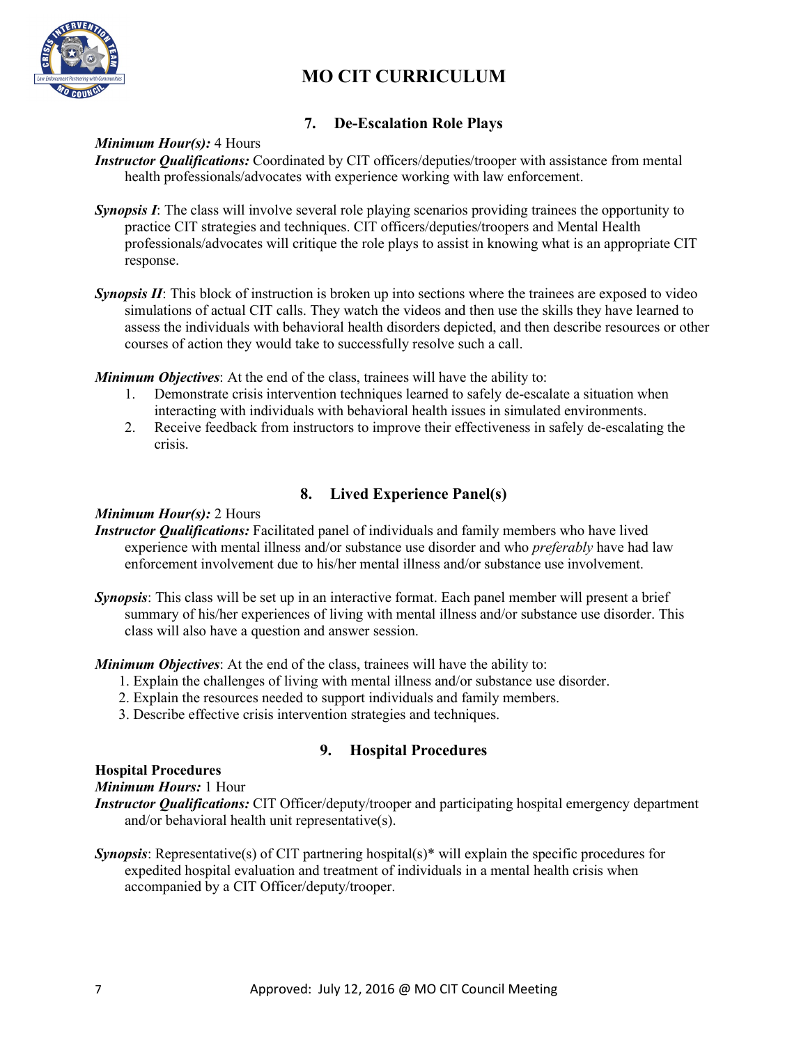# MO CIT CURRICULUM

## 7. De-Escalation Role Plays

***Minimum Hour(s):*** 4 Hours

***Instructor Qualifications:*** Coordinated by CIT officers/deputies/trooper with assistance from mental health professionals/advocates with experience working with law enforcement.

***Synopsis I***: The class will involve several role playing scenarios providing trainees the opportunity to practice CIT strategies and techniques. CIT officers/deputies/troopers and Mental Health professionals/advocates will critique the role plays to assist in knowing what is an appropriate CIT response.

***Synopsis II***: This block of instruction is broken up into sections where the trainees are exposed to video simulations of actual CIT calls. They watch the videos and then use the skills they have learned to assess the individuals with behavioral health disorders depicted, and then describe resources or other courses of action they would take to successfully resolve such a call.

***Minimum Objectives***: At the end of the class, trainees will have the ability to:

1. Demonstrate crisis intervention techniques learned to safely de-escalate a situation when interacting with individuals with behavioral health issues in simulated environments.
2. Receive feedback from instructors to improve their effectiveness in safely de-escalating the crisis.

## 8. Lived Experience Panel(s)

***Minimum Hour(s):*** 2 Hours

***Instructor Qualifications:*** Facilitated panel of individuals and family members who have lived experience with mental illness and/or substance use disorder and who *preferably* have had law enforcement involvement due to his/her mental illness and/or substance use involvement.

***Synopsis***: This class will be set up in an interactive format. Each panel member will present a brief summary of his/her experiences of living with mental illness and/or substance use disorder. This class will also have a question and answer session.

***Minimum Objectives***: At the end of the class, trainees will have the ability to:

1. Explain the challenges of living with mental illness and/or substance use disorder.
2. Explain the resources needed to support individuals and family members.
3. Describe effective crisis intervention strategies and techniques.

## 9. Hospital Procedures

**Hospital Procedures**

***Minimum Hours:*** 1 Hour

***Instructor Qualifications:*** CIT Officer/deputy/trooper and participating hospital emergency department and/or behavioral health unit representative(s).

***Synopsis***: Representative(s) of CIT partnering hospital(s)* will explain the specific procedures for expedited hospital evaluation and treatment of individuals in a mental health crisis when accompanied by a CIT Officer/deputy/trooper.

Approved: July 12, 2016 @ MO CIT Council Meeting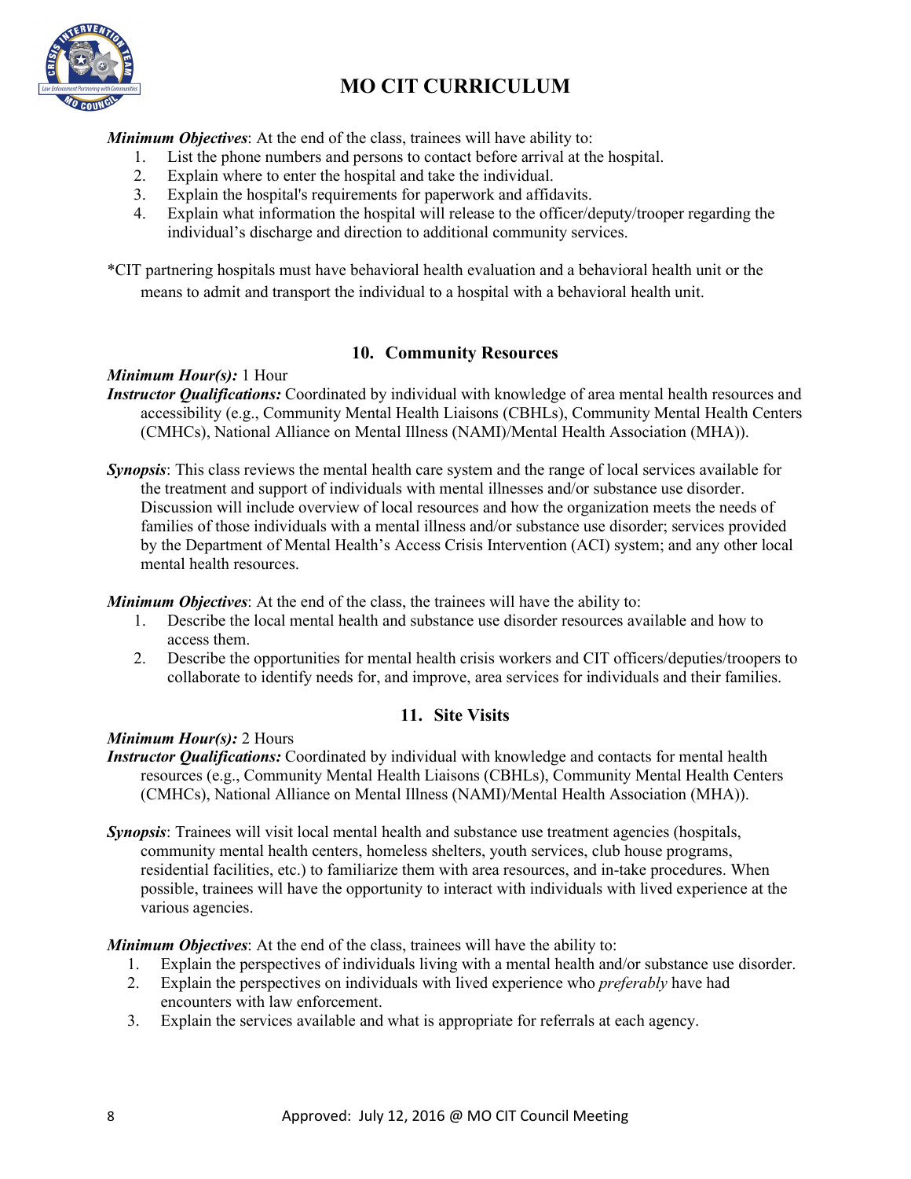*Minimum Objectives*: At the end of the class, trainees will have ability to:

1. List the phone numbers and persons to contact before arrival at the hospital.
2. Explain where to enter the hospital and take the individual.
3. Explain the hospital's requirements for paperwork and affidavits.
4. Explain what information the hospital will release to the officer/deputy/trooper regarding the individual's discharge and direction to additional community services.

*CIT partnering hospitals must have behavioral health evaluation and a behavioral health unit or the means to admit and transport the individual to a hospital with a behavioral health unit.

### 10. Community Resources

***Minimum Hour(s):*** 1 Hour

***Instructor Qualifications:*** Coordinated by individual with knowledge of area mental health resources and accessibility (e.g., Community Mental Health Liaisons (CBHLs), Community Mental Health Centers (CMHCs), National Alliance on Mental Illness (NAMI)/Mental Health Association (MHA)).

***Synopsis***: This class reviews the mental health care system and the range of local services available for the treatment and support of individuals with mental illnesses and/or substance use disorder. Discussion will include overview of local resources and how the organization meets the needs of families of those individuals with a mental illness and/or substance use disorder; services provided by the Department of Mental Health's Access Crisis Intervention (ACI) system; and any other local mental health resources.

***Minimum Objectives***: At the end of the class, the trainees will have the ability to:

1. Describe the local mental health and substance use disorder resources available and how to access them.
2. Describe the opportunities for mental health crisis workers and CIT officers/deputies/troopers to collaborate to identify needs for, and improve, area services for individuals and their families.

### 11. Site Visits

***Minimum Hour(s):*** 2 Hours

***Instructor Qualifications:*** Coordinated by individual with knowledge and contacts for mental health resources (e.g., Community Mental Health Liaisons (CBHLs), Community Mental Health Centers (CMHCs), National Alliance on Mental Illness (NAMI)/Mental Health Association (MHA)).

***Synopsis***: Trainees will visit local mental health and substance use treatment agencies (hospitals, community mental health centers, homeless shelters, youth services, club house programs, residential facilities, etc.) to familiarize them with area resources, and in-take procedures. When possible, trainees will have the opportunity to interact with individuals with lived experience at the various agencies.

***Minimum Objectives***: At the end of the class, trainees will have the ability to:

1. Explain the perspectives of individuals living with a mental health and/or substance use disorder.
2. Explain the perspectives on individuals with lived experience who *preferably* have had encounters with law enforcement.
3. Explain the services available and what is appropriate for referrals at each agency.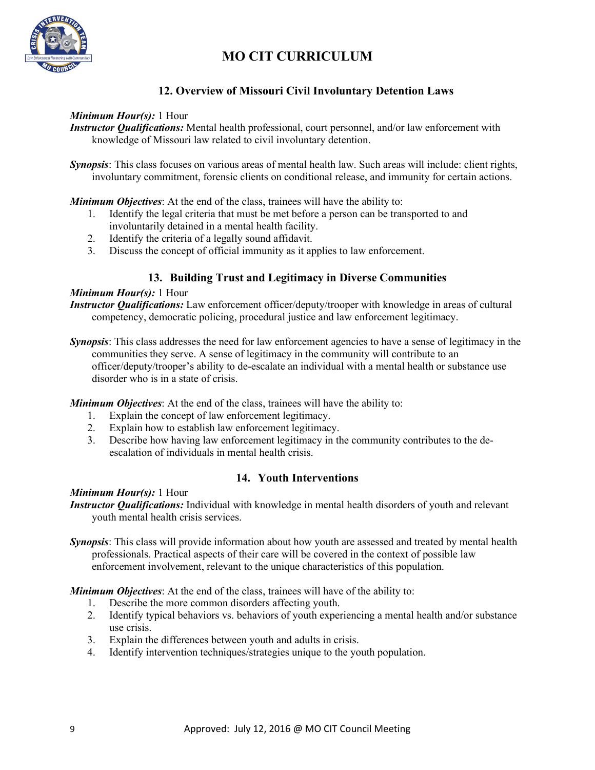# MO CIT CURRICULUM

## 12. Overview of Missouri Civil Involuntary Detention Laws

***Minimum Hour(s):*** 1 Hour

***Instructor Qualifications:*** Mental health professional, court personnel, and/or law enforcement with knowledge of Missouri law related to civil involuntary detention.

***Synopsis***: This class focuses on various areas of mental health law. Such areas will include: client rights, involuntary commitment, forensic clients on conditional release, and immunity for certain actions.

***Minimum Objectives***: At the end of the class, trainees will have the ability to:

1. Identify the legal criteria that must be met before a person can be transported to and involuntarily detained in a mental health facility.
2. Identify the criteria of a legally sound affidavit.
3. Discuss the concept of official immunity as it applies to law enforcement.

## 13. Building Trust and Legitimacy in Diverse Communities

***Minimum Hour(s):*** 1 Hour

***Instructor Qualifications:*** Law enforcement officer/deputy/trooper with knowledge in areas of cultural competency, democratic policing, procedural justice and law enforcement legitimacy.

***Synopsis***: This class addresses the need for law enforcement agencies to have a sense of legitimacy in the communities they serve. A sense of legitimacy in the community will contribute to an officer/deputy/trooper's ability to de-escalate an individual with a mental health or substance use disorder who is in a state of crisis.

***Minimum Objectives***: At the end of the class, trainees will have the ability to:

1. Explain the concept of law enforcement legitimacy.
2. Explain how to establish law enforcement legitimacy.
3. Describe how having law enforcement legitimacy in the community contributes to the de-escalation of individuals in mental health crisis.

## 14. Youth Interventions

***Minimum Hour(s):*** 1 Hour

***Instructor Qualifications:*** Individual with knowledge in mental health disorders of youth and relevant youth mental health crisis services.

***Synopsis***: This class will provide information about how youth are assessed and treated by mental health professionals. Practical aspects of their care will be covered in the context of possible law enforcement involvement, relevant to the unique characteristics of this population.

***Minimum Objectives***: At the end of the class, trainees will have of the ability to:

1. Describe the more common disorders affecting youth.
2. Identify typical behaviors vs. behaviors of youth experiencing a mental health and/or substance use crisis.
3. Explain the differences between youth and adults in crisis.
4. Identify intervention techniques/strategies unique to the youth population.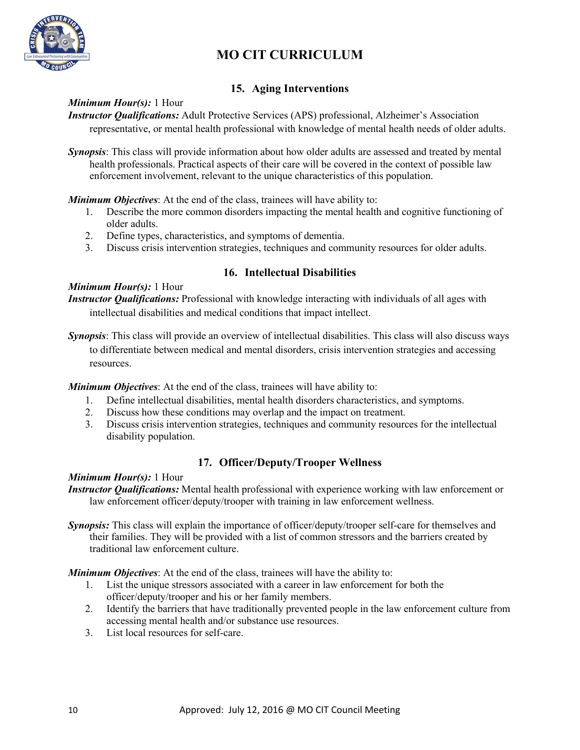# MO CIT CURRICULUM

## 15. Aging Interventions

***Minimum Hour(s):*** 1 Hour
***Instructor Qualifications:*** Adult Protective Services (APS) professional, Alzheimer's Association representative, or mental health professional with knowledge of mental health needs of older adults.

***Synopsis***: This class will provide information about how older adults are assessed and treated by mental health professionals. Practical aspects of their care will be covered in the context of possible law enforcement involvement, relevant to the unique characteristics of this population.

***Minimum Objectives***: At the end of the class, trainees will have ability to:

1. Describe the more common disorders impacting the mental health and cognitive functioning of older adults.
2. Define types, characteristics, and symptoms of dementia.
3. Discuss crisis intervention strategies, techniques and community resources for older adults.

## 16. Intellectual Disabilities

***Minimum Hour(s):*** 1 Hour
***Instructor Qualifications:*** Professional with knowledge interacting with individuals of all ages with intellectual disabilities and medical conditions that impact intellect.

***Synopsis***: This class will provide an overview of intellectual disabilities. This class will also discuss ways to differentiate between medical and mental disorders, crisis intervention strategies and accessing resources.

***Minimum Objectives***: At the end of the class, trainees will have ability to:

1. Define intellectual disabilities, mental health disorders characteristics, and symptoms.
2. Discuss how these conditions may overlap and the impact on treatment.
3. Discuss crisis intervention strategies, techniques and community resources for the intellectual disability population.

## 17. Officer/Deputy/Trooper Wellness

***Minimum Hour(s):*** 1 Hour
***Instructor Qualifications:*** Mental health professional with experience working with law enforcement or law enforcement officer/deputy/trooper with training in law enforcement wellness.

***Synopsis:*** This class will explain the importance of officer/deputy/trooper self-care for themselves and their families. They will be provided with a list of common stressors and the barriers created by traditional law enforcement culture.

***Minimum Objectives***: At the end of the class, trainees will have the ability to:

1. List the unique stressors associated with a career in law enforcement for both the officer/deputy/trooper and his or her family members.
2. Identify the barriers that have traditionally prevented people in the law enforcement culture from accessing mental health and/or substance use resources.
3. List local resources for self-care.

Approved: July 12, 2016 @ MO CIT Council Meeting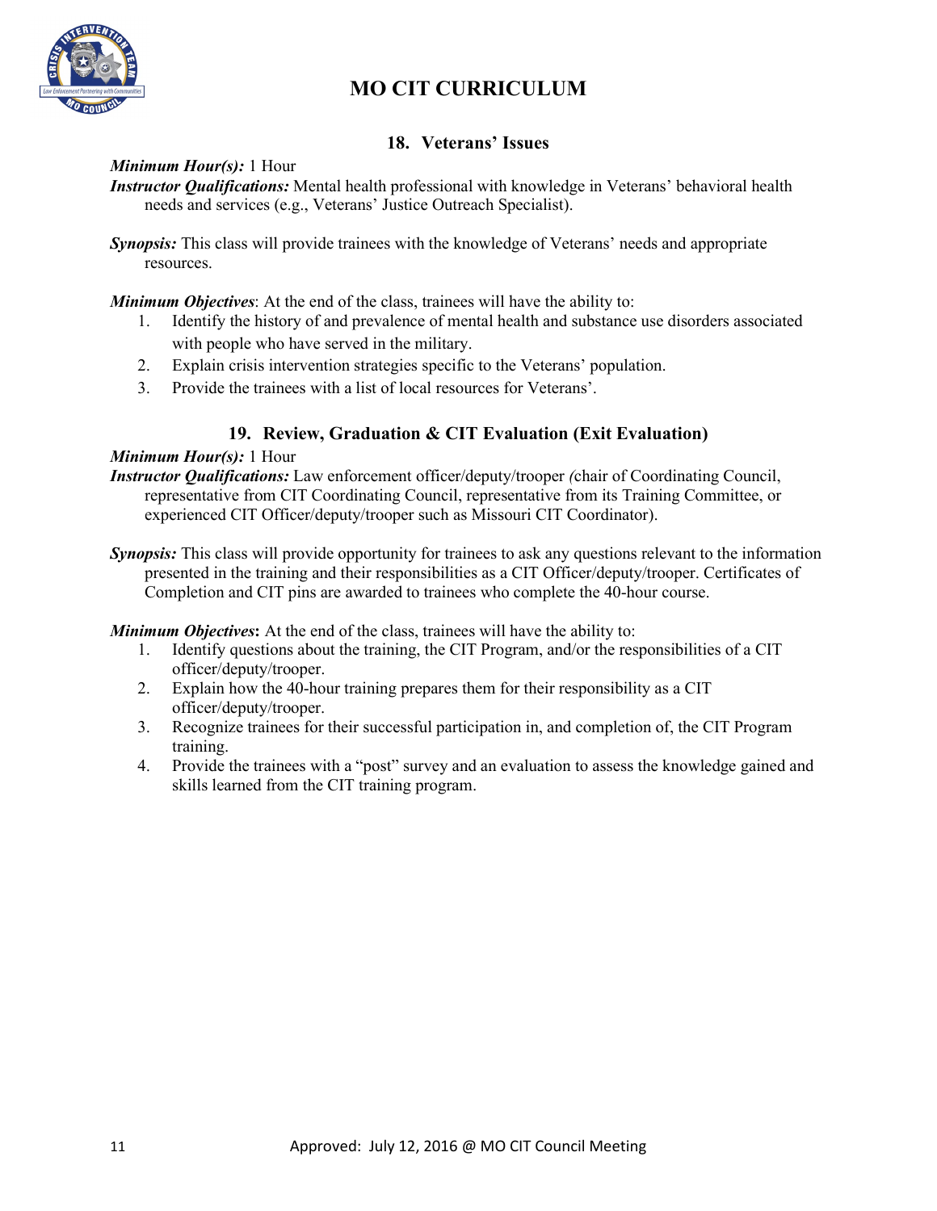# MO CIT CURRICULUM

## 18. Veterans' Issues

***Minimum Hour(s):*** 1 Hour

***Instructor Qualifications:*** Mental health professional with knowledge in Veterans' behavioral health needs and services (e.g., Veterans' Justice Outreach Specialist).

***Synopsis:*** This class will provide trainees with the knowledge of Veterans' needs and appropriate resources.

***Minimum Objectives***: At the end of the class, trainees will have the ability to:

1. Identify the history of and prevalence of mental health and substance use disorders associated with people who have served in the military.
2. Explain crisis intervention strategies specific to the Veterans' population.
3. Provide the trainees with a list of local resources for Veterans'.

## 19. Review, Graduation & CIT Evaluation (Exit Evaluation)

***Minimum Hour(s):*** 1 Hour

***Instructor Qualifications:*** Law enforcement officer/deputy/trooper *(*chair of Coordinating Council, representative from CIT Coordinating Council, representative from its Training Committee, or experienced CIT Officer/deputy/trooper such as Missouri CIT Coordinator).

***Synopsis:*** This class will provide opportunity for trainees to ask any questions relevant to the information presented in the training and their responsibilities as a CIT Officer/deputy/trooper. Certificates of Completion and CIT pins are awarded to trainees who complete the 40-hour course.

***Minimum Objectives*****:** At the end of the class, trainees will have the ability to:

1. Identify questions about the training, the CIT Program, and/or the responsibilities of a CIT officer/deputy/trooper.
2. Explain how the 40-hour training prepares them for their responsibility as a CIT officer/deputy/trooper.
3. Recognize trainees for their successful participation in, and completion of, the CIT Program training.
4. Provide the trainees with a "post" survey and an evaluation to assess the knowledge gained and skills learned from the CIT training program.

Approved: July 12, 2016 @ MO CIT Council Meeting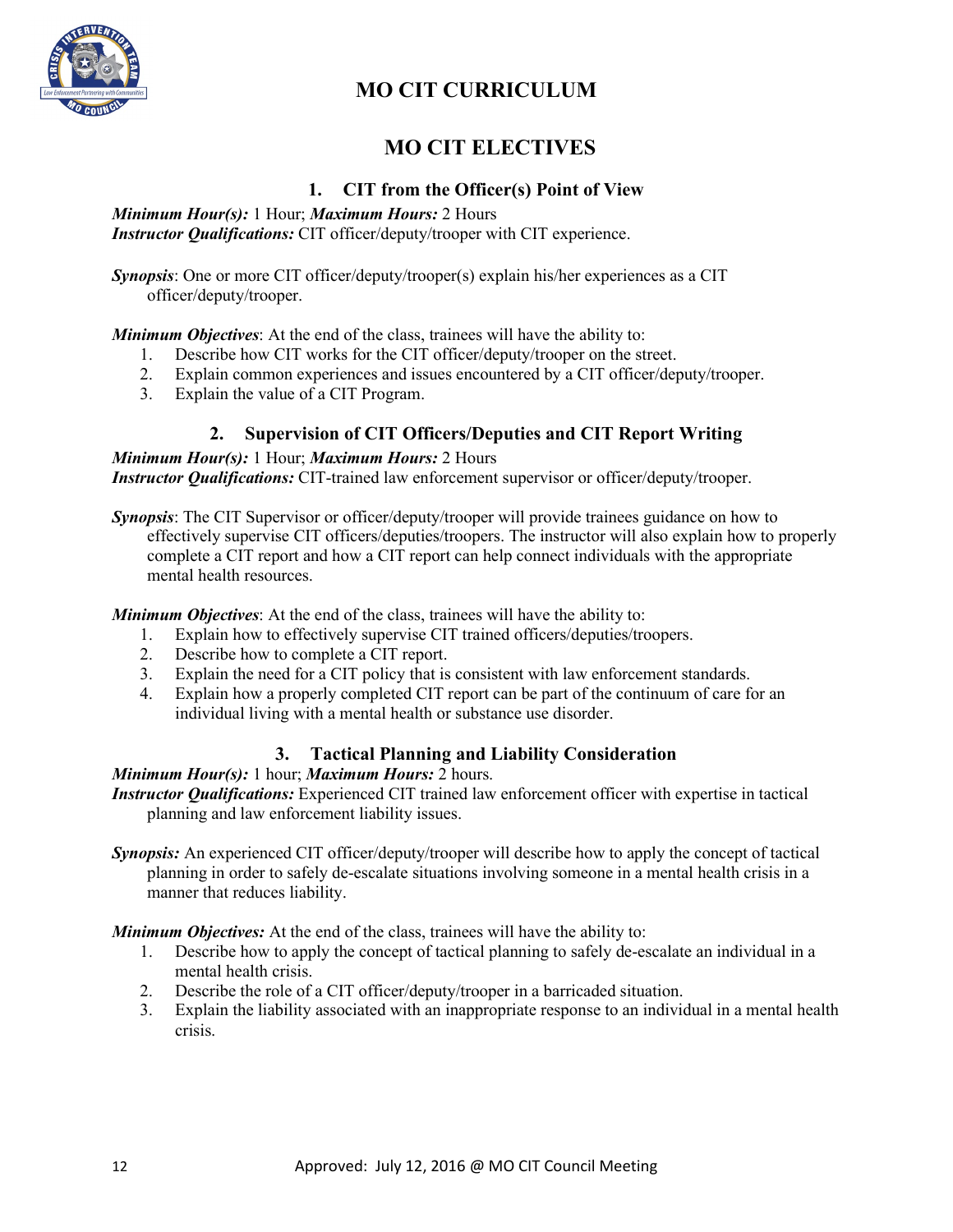# MO CIT CURRICULUM

## MO CIT ELECTIVES

### 1. CIT from the Officer(s) Point of View

***Minimum Hour(s):*** 1 Hour; ***Maximum Hours:*** 2 Hours
***Instructor Qualifications:*** CIT officer/deputy/trooper with CIT experience.

***Synopsis***: One or more CIT officer/deputy/trooper(s) explain his/her experiences as a CIT officer/deputy/trooper.

***Minimum Objectives***: At the end of the class, trainees will have the ability to:

1. Describe how CIT works for the CIT officer/deputy/trooper on the street.
2. Explain common experiences and issues encountered by a CIT officer/deputy/trooper.
3. Explain the value of a CIT Program.

### 2. Supervision of CIT Officers/Deputies and CIT Report Writing

***Minimum Hour(s):*** 1 Hour; ***Maximum Hours:*** 2 Hours
***Instructor Qualifications:*** CIT-trained law enforcement supervisor or officer/deputy/trooper.

***Synopsis***: The CIT Supervisor or officer/deputy/trooper will provide trainees guidance on how to effectively supervise CIT officers/deputies/troopers. The instructor will also explain how to properly complete a CIT report and how a CIT report can help connect individuals with the appropriate mental health resources.

***Minimum Objectives***: At the end of the class, trainees will have the ability to:

1. Explain how to effectively supervise CIT trained officers/deputies/troopers.
2. Describe how to complete a CIT report.
3. Explain the need for a CIT policy that is consistent with law enforcement standards.
4. Explain how a properly completed CIT report can be part of the continuum of care for an individual living with a mental health or substance use disorder.

### 3. Tactical Planning and Liability Consideration

***Minimum Hour(s):*** 1 hour; ***Maximum Hours:*** 2 hours.
***Instructor Qualifications:*** Experienced CIT trained law enforcement officer with expertise in tactical planning and law enforcement liability issues.

***Synopsis:*** An experienced CIT officer/deputy/trooper will describe how to apply the concept of tactical planning in order to safely de-escalate situations involving someone in a mental health crisis in a manner that reduces liability.

***Minimum Objectives:*** At the end of the class, trainees will have the ability to:

1. Describe how to apply the concept of tactical planning to safely de-escalate an individual in a mental health crisis.
2. Describe the role of a CIT officer/deputy/trooper in a barricaded situation.
3. Explain the liability associated with an inappropriate response to an individual in a mental health crisis.

Approved: July 12, 2016 @ MO CIT Council Meeting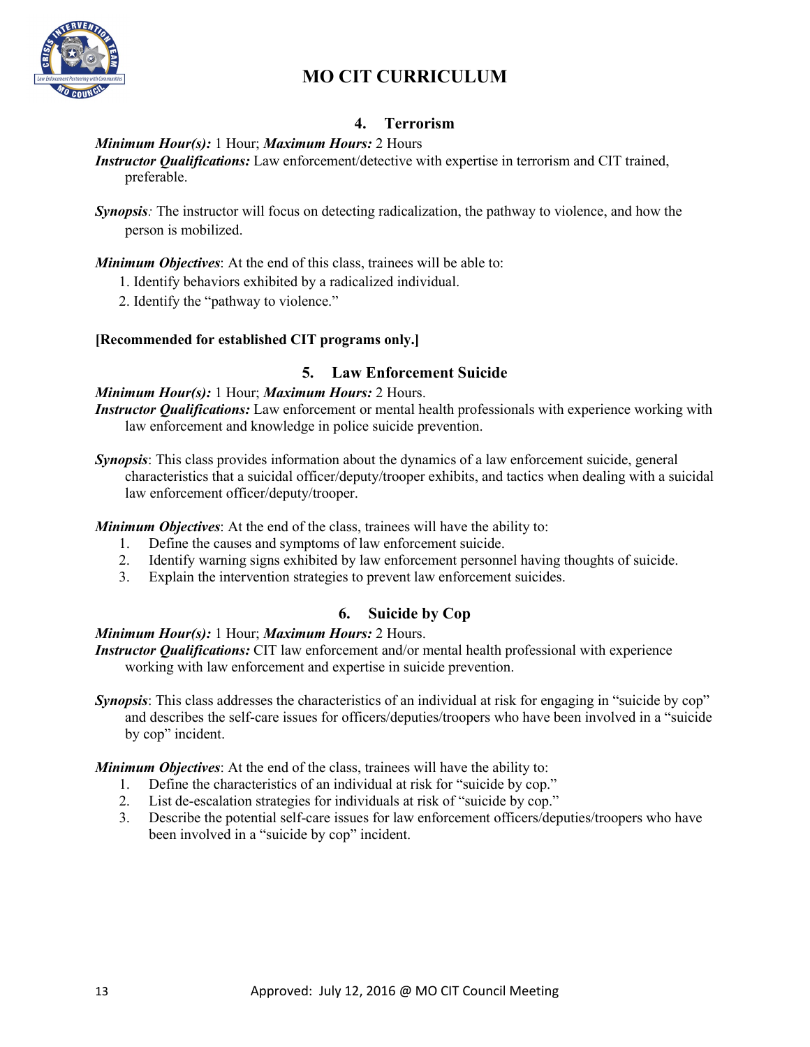# MO CIT CURRICULUM

## 4. Terrorism

***Minimum Hour(s):*** 1 Hour; ***Maximum Hours:*** 2 Hours
***Instructor Qualifications:*** Law enforcement/detective with expertise in terrorism and CIT trained, preferable.

***Synopsis****:* The instructor will focus on detecting radicalization, the pathway to violence, and how the person is mobilized.

***Minimum Objectives***: At the end of this class, trainees will be able to:

1. Identify behaviors exhibited by a radicalized individual.
2. Identify the "pathway to violence."

**[Recommended for established CIT programs only.]**

## 5. Law Enforcement Suicide

***Minimum Hour(s):*** 1 Hour; ***Maximum Hours:*** 2 Hours.
***Instructor Qualifications:*** Law enforcement or mental health professionals with experience working with law enforcement and knowledge in police suicide prevention.

***Synopsis***: This class provides information about the dynamics of a law enforcement suicide, general characteristics that a suicidal officer/deputy/trooper exhibits, and tactics when dealing with a suicidal law enforcement officer/deputy/trooper.

***Minimum Objectives***: At the end of the class, trainees will have the ability to:

1. Define the causes and symptoms of law enforcement suicide.
2. Identify warning signs exhibited by law enforcement personnel having thoughts of suicide.
3. Explain the intervention strategies to prevent law enforcement suicides.

## 6. Suicide by Cop

***Minimum Hour(s):*** 1 Hour; ***Maximum Hours:*** 2 Hours.
***Instructor Qualifications:*** CIT law enforcement and/or mental health professional with experience working with law enforcement and expertise in suicide prevention.

***Synopsis***: This class addresses the characteristics of an individual at risk for engaging in "suicide by cop" and describes the self-care issues for officers/deputies/troopers who have been involved in a "suicide by cop" incident.

***Minimum Objectives***: At the end of the class, trainees will have the ability to:

1. Define the characteristics of an individual at risk for "suicide by cop."
2. List de-escalation strategies for individuals at risk of "suicide by cop."
3. Describe the potential self-care issues for law enforcement officers/deputies/troopers who have been involved in a "suicide by cop" incident.

Approved: July 12, 2016 @ MO CIT Council Meeting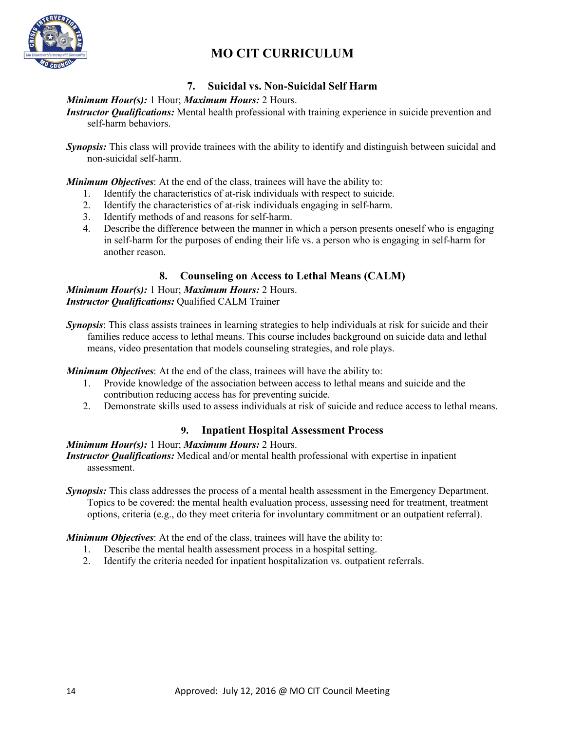### 7. Suicidal vs. Non-Suicidal Self Harm

***Minimum Hour(s):*** 1 Hour; ***Maximum Hours:*** 2 Hours.
***Instructor Qualifications:*** Mental health professional with training experience in suicide prevention and self-harm behaviors.

***Synopsis:*** This class will provide trainees with the ability to identify and distinguish between suicidal and non-suicidal self-harm.

***Minimum Objectives***: At the end of the class, trainees will have the ability to:

1. Identify the characteristics of at-risk individuals with respect to suicide.
2. Identify the characteristics of at-risk individuals engaging in self-harm.
3. Identify methods of and reasons for self-harm.
4. Describe the difference between the manner in which a person presents oneself who is engaging in self-harm for the purposes of ending their life vs. a person who is engaging in self-harm for another reason.

### 8. Counseling on Access to Lethal Means (CALM)

***Minimum Hour(s):*** 1 Hour; ***Maximum Hours:*** 2 Hours.
***Instructor Qualifications:*** Qualified CALM Trainer

***Synopsis***: This class assists trainees in learning strategies to help individuals at risk for suicide and their families reduce access to lethal means. This course includes background on suicide data and lethal means, video presentation that models counseling strategies, and role plays.

***Minimum Objectives***: At the end of the class, trainees will have the ability to:

1. Provide knowledge of the association between access to lethal means and suicide and the contribution reducing access has for preventing suicide.
2. Demonstrate skills used to assess individuals at risk of suicide and reduce access to lethal means.

### 9. Inpatient Hospital Assessment Process

***Minimum Hour(s):*** 1 Hour; ***Maximum Hours:*** 2 Hours.
***Instructor Qualifications:*** Medical and/or mental health professional with expertise in inpatient assessment.

***Synopsis:*** This class addresses the process of a mental health assessment in the Emergency Department. Topics to be covered: the mental health evaluation process, assessing need for treatment, treatment options, criteria (e.g., do they meet criteria for involuntary commitment or an outpatient referral).

***Minimum Objectives***: At the end of the class, trainees will have the ability to:

1. Describe the mental health assessment process in a hospital setting.
2. Identify the criteria needed for inpatient hospitalization vs. outpatient referrals.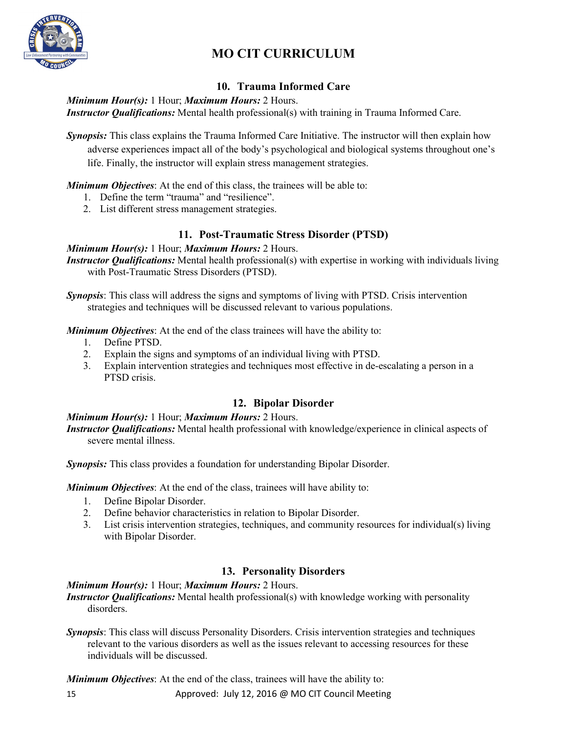## 10. Trauma Informed Care

***Minimum Hour(s):*** 1 Hour; ***Maximum Hours:*** 2 Hours.
***Instructor Qualifications:*** Mental health professional(s) with training in Trauma Informed Care.

***Synopsis:*** This class explains the Trauma Informed Care Initiative. The instructor will then explain how adverse experiences impact all of the body's psychological and biological systems throughout one's life. Finally, the instructor will explain stress management strategies.

***Minimum Objectives***: At the end of this class, the trainees will be able to:

1. Define the term "trauma" and "resilience".
2. List different stress management strategies.

## 11. Post-Traumatic Stress Disorder (PTSD)

***Minimum Hour(s):*** 1 Hour; ***Maximum Hours:*** 2 Hours.
***Instructor Qualifications:*** Mental health professional(s) with expertise in working with individuals living with Post-Traumatic Stress Disorders (PTSD).

***Synopsis***: This class will address the signs and symptoms of living with PTSD. Crisis intervention strategies and techniques will be discussed relevant to various populations.

***Minimum Objectives***: At the end of the class trainees will have the ability to:

1. Define PTSD.
2. Explain the signs and symptoms of an individual living with PTSD.
3. Explain intervention strategies and techniques most effective in de-escalating a person in a PTSD crisis.

## 12. Bipolar Disorder

***Minimum Hour(s):*** 1 Hour; ***Maximum Hours:*** 2 Hours.
***Instructor Qualifications:*** Mental health professional with knowledge/experience in clinical aspects of severe mental illness.

***Synopsis:*** This class provides a foundation for understanding Bipolar Disorder.

***Minimum Objectives***: At the end of the class, trainees will have ability to:

1. Define Bipolar Disorder.
2. Define behavior characteristics in relation to Bipolar Disorder.
3. List crisis intervention strategies, techniques, and community resources for individual(s) living with Bipolar Disorder.

## 13. Personality Disorders

***Minimum Hour(s):*** 1 Hour; ***Maximum Hours:*** 2 Hours.
***Instructor Qualifications:*** Mental health professional(s) with knowledge working with personality disorders.

***Synopsis***: This class will discuss Personality Disorders. Crisis intervention strategies and techniques relevant to the various disorders as well as the issues relevant to accessing resources for these individuals will be discussed.

***Minimum Objectives***: At the end of the class, trainees will have the ability to: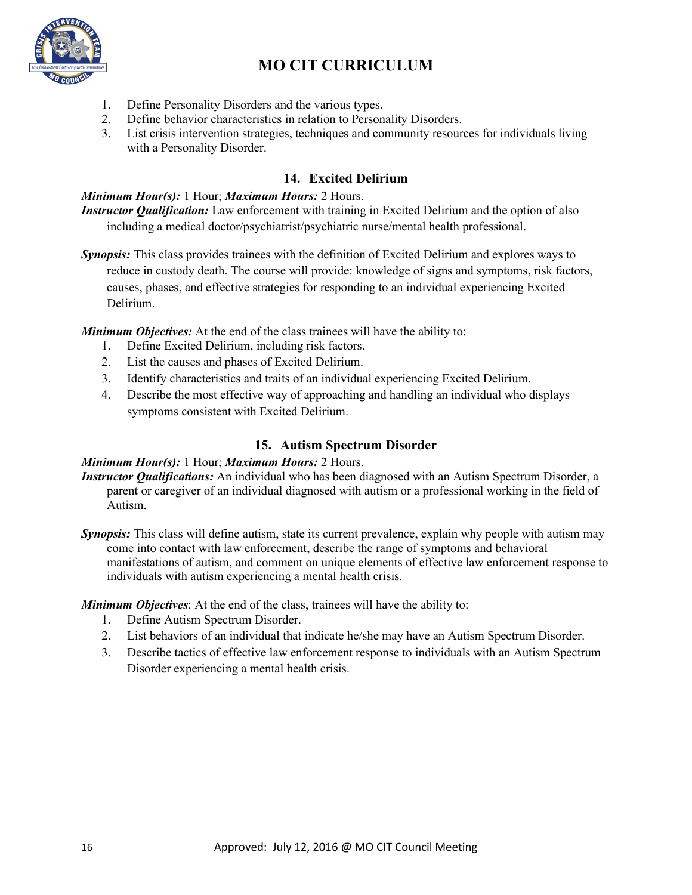1. Define Personality Disorders and the various types.
2. Define behavior characteristics in relation to Personality Disorders.
3. List crisis intervention strategies, techniques and community resources for individuals living with a Personality Disorder.

## 14. Excited Delirium

***Minimum Hour(s):*** 1 Hour; ***Maximum Hours:*** 2 Hours.

***Instructor Qualification:*** Law enforcement with training in Excited Delirium and the option of also including a medical doctor/psychiatrist/psychiatric nurse/mental health professional.

***Synopsis:*** This class provides trainees with the definition of Excited Delirium and explores ways to reduce in custody death. The course will provide: knowledge of signs and symptoms, risk factors, causes, phases, and effective strategies for responding to an individual experiencing Excited Delirium.

***Minimum Objectives:*** At the end of the class trainees will have the ability to:

1. Define Excited Delirium, including risk factors.
2. List the causes and phases of Excited Delirium.
3. Identify characteristics and traits of an individual experiencing Excited Delirium.
4. Describe the most effective way of approaching and handling an individual who displays symptoms consistent with Excited Delirium.

## 15. Autism Spectrum Disorder

***Minimum Hour(s):*** 1 Hour; ***Maximum Hours:*** 2 Hours.

***Instructor Qualifications:*** An individual who has been diagnosed with an Autism Spectrum Disorder, a parent or caregiver of an individual diagnosed with autism or a professional working in the field of Autism.

***Synopsis:*** This class will define autism, state its current prevalence, explain why people with autism may come into contact with law enforcement, describe the range of symptoms and behavioral manifestations of autism, and comment on unique elements of effective law enforcement response to individuals with autism experiencing a mental health crisis.

***Minimum Objectives***: At the end of the class, trainees will have the ability to:

1. Define Autism Spectrum Disorder.
2. List behaviors of an individual that indicate he/she may have an Autism Spectrum Disorder.
3. Describe tactics of effective law enforcement response to individuals with an Autism Spectrum Disorder experiencing a mental health crisis.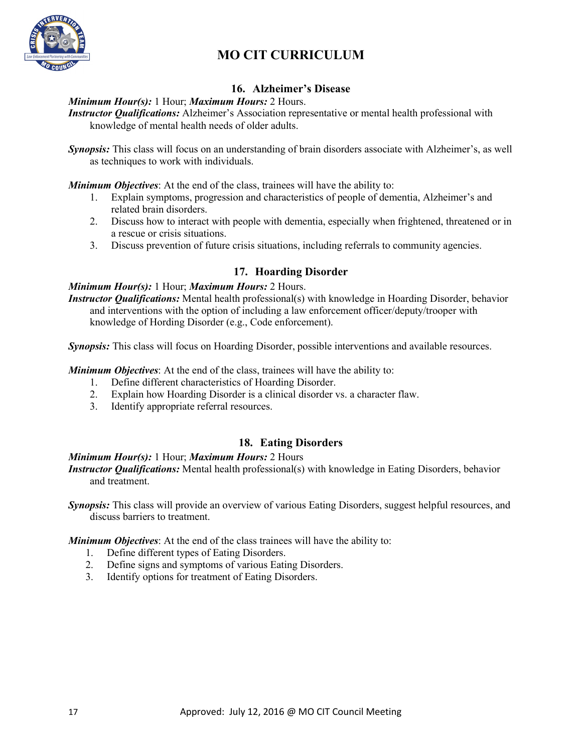# MO CIT CURRICULUM

## 16. Alzheimer's Disease

***Minimum Hour(s):*** 1 Hour; ***Maximum Hours:*** 2 Hours.
***Instructor Qualifications:*** Alzheimer's Association representative or mental health professional with knowledge of mental health needs of older adults.

***Synopsis:*** This class will focus on an understanding of brain disorders associate with Alzheimer's, as well as techniques to work with individuals.

***Minimum Objectives***: At the end of the class, trainees will have the ability to:

1. Explain symptoms, progression and characteristics of people of dementia, Alzheimer's and related brain disorders.
2. Discuss how to interact with people with dementia, especially when frightened, threatened or in a rescue or crisis situations.
3. Discuss prevention of future crisis situations, including referrals to community agencies.

## 17. Hoarding Disorder

***Minimum Hour(s):*** 1 Hour; ***Maximum Hours:*** 2 Hours.
***Instructor Qualifications:*** Mental health professional(s) with knowledge in Hoarding Disorder, behavior and interventions with the option of including a law enforcement officer/deputy/trooper with knowledge of Hording Disorder (e.g., Code enforcement).

***Synopsis:*** This class will focus on Hoarding Disorder, possible interventions and available resources.

***Minimum Objectives***: At the end of the class, trainees will have the ability to:

1. Define different characteristics of Hoarding Disorder.
2. Explain how Hoarding Disorder is a clinical disorder vs. a character flaw.
3. Identify appropriate referral resources.

## 18. Eating Disorders

***Minimum Hour(s):*** 1 Hour; ***Maximum Hours:*** 2 Hours
***Instructor Qualifications:*** Mental health professional(s) with knowledge in Eating Disorders, behavior and treatment.

***Synopsis:*** This class will provide an overview of various Eating Disorders, suggest helpful resources, and discuss barriers to treatment.

***Minimum Objectives***: At the end of the class trainees will have the ability to:

1. Define different types of Eating Disorders.
2. Define signs and symptoms of various Eating Disorders.
3. Identify options for treatment of Eating Disorders.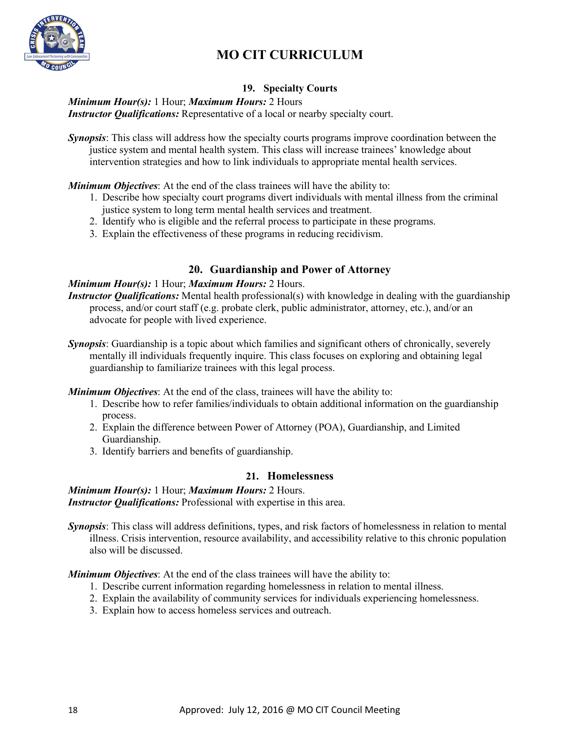# MO CIT CURRICULUM

## 19. Specialty Courts

***Minimum Hour(s):*** 1 Hour; ***Maximum Hours:*** 2 Hours
***Instructor Qualifications:*** Representative of a local or nearby specialty court.

***Synopsis***: This class will address how the specialty courts programs improve coordination between the justice system and mental health system. This class will increase trainees' knowledge about intervention strategies and how to link individuals to appropriate mental health services.

***Minimum Objectives***: At the end of the class trainees will have the ability to:

1. Describe how specialty court programs divert individuals with mental illness from the criminal justice system to long term mental health services and treatment.
2. Identify who is eligible and the referral process to participate in these programs.
3. Explain the effectiveness of these programs in reducing recidivism.

## 20. Guardianship and Power of Attorney

***Minimum Hour(s):*** 1 Hour; ***Maximum Hours:*** 2 Hours.
***Instructor Qualifications:*** Mental health professional(s) with knowledge in dealing with the guardianship process, and/or court staff (e.g. probate clerk, public administrator, attorney, etc.), and/or an advocate for people with lived experience.

***Synopsis***: Guardianship is a topic about which families and significant others of chronically, severely mentally ill individuals frequently inquire. This class focuses on exploring and obtaining legal guardianship to familiarize trainees with this legal process.

***Minimum Objectives***: At the end of the class, trainees will have the ability to:

1. Describe how to refer families/individuals to obtain additional information on the guardianship process.
2. Explain the difference between Power of Attorney (POA), Guardianship, and Limited Guardianship.
3. Identify barriers and benefits of guardianship.

## 21. Homelessness

***Minimum Hour(s):*** 1 Hour; ***Maximum Hours:*** 2 Hours.
***Instructor Qualifications:*** Professional with expertise in this area.

***Synopsis***: This class will address definitions, types, and risk factors of homelessness in relation to mental illness. Crisis intervention, resource availability, and accessibility relative to this chronic population also will be discussed.

***Minimum Objectives***: At the end of the class trainees will have the ability to:

1. Describe current information regarding homelessness in relation to mental illness.
2. Explain the availability of community services for individuals experiencing homelessness.
3. Explain how to access homeless services and outreach.

Approved: July 12, 2016 @ MO CIT Council Meeting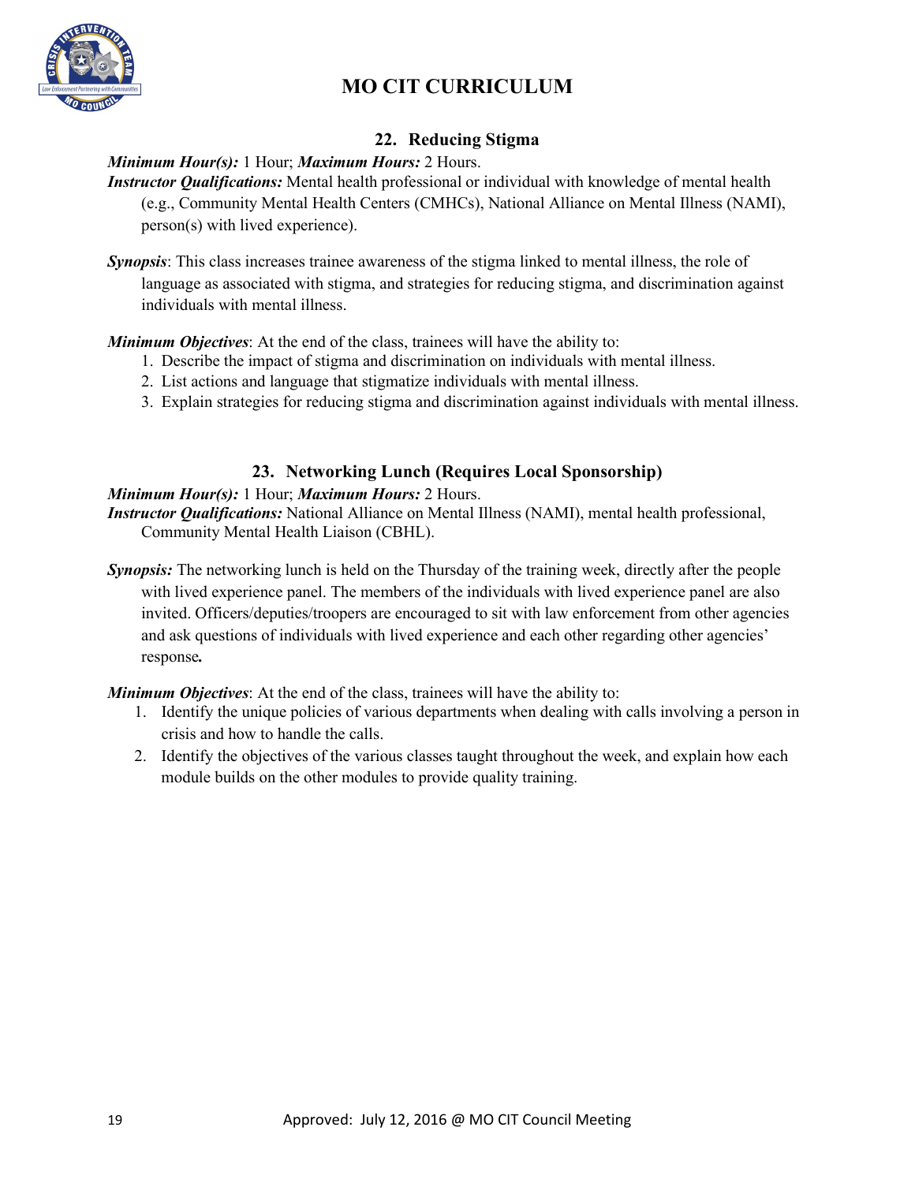# MO CIT CURRICULUM

## 22. Reducing Stigma

***Minimum Hour(s):*** 1 Hour; ***Maximum Hours:*** 2 Hours.

***Instructor Qualifications:*** Mental health professional or individual with knowledge of mental health (e.g., Community Mental Health Centers (CMHCs), National Alliance on Mental Illness (NAMI), person(s) with lived experience).

***Synopsis***: This class increases trainee awareness of the stigma linked to mental illness, the role of language as associated with stigma, and strategies for reducing stigma, and discrimination against individuals with mental illness.

***Minimum Objectives***: At the end of the class, trainees will have the ability to:

1. Describe the impact of stigma and discrimination on individuals with mental illness.
2. List actions and language that stigmatize individuals with mental illness.
3. Explain strategies for reducing stigma and discrimination against individuals with mental illness.

## 23. Networking Lunch (Requires Local Sponsorship)

***Minimum Hour(s):*** 1 Hour; ***Maximum Hours:*** 2 Hours.

***Instructor Qualifications:*** National Alliance on Mental Illness (NAMI), mental health professional, Community Mental Health Liaison (CBHL).

***Synopsis:*** The networking lunch is held on the Thursday of the training week, directly after the people with lived experience panel. The members of the individuals with lived experience panel are also invited. Officers/deputies/troopers are encouraged to sit with law enforcement from other agencies and ask questions of individuals with lived experience and each other regarding other agencies' response**.**

***Minimum Objectives***: At the end of the class, trainees will have the ability to:

1. Identify the unique policies of various departments when dealing with calls involving a person in crisis and how to handle the calls.
2. Identify the objectives of the various classes taught throughout the week, and explain how each module builds on the other modules to provide quality training.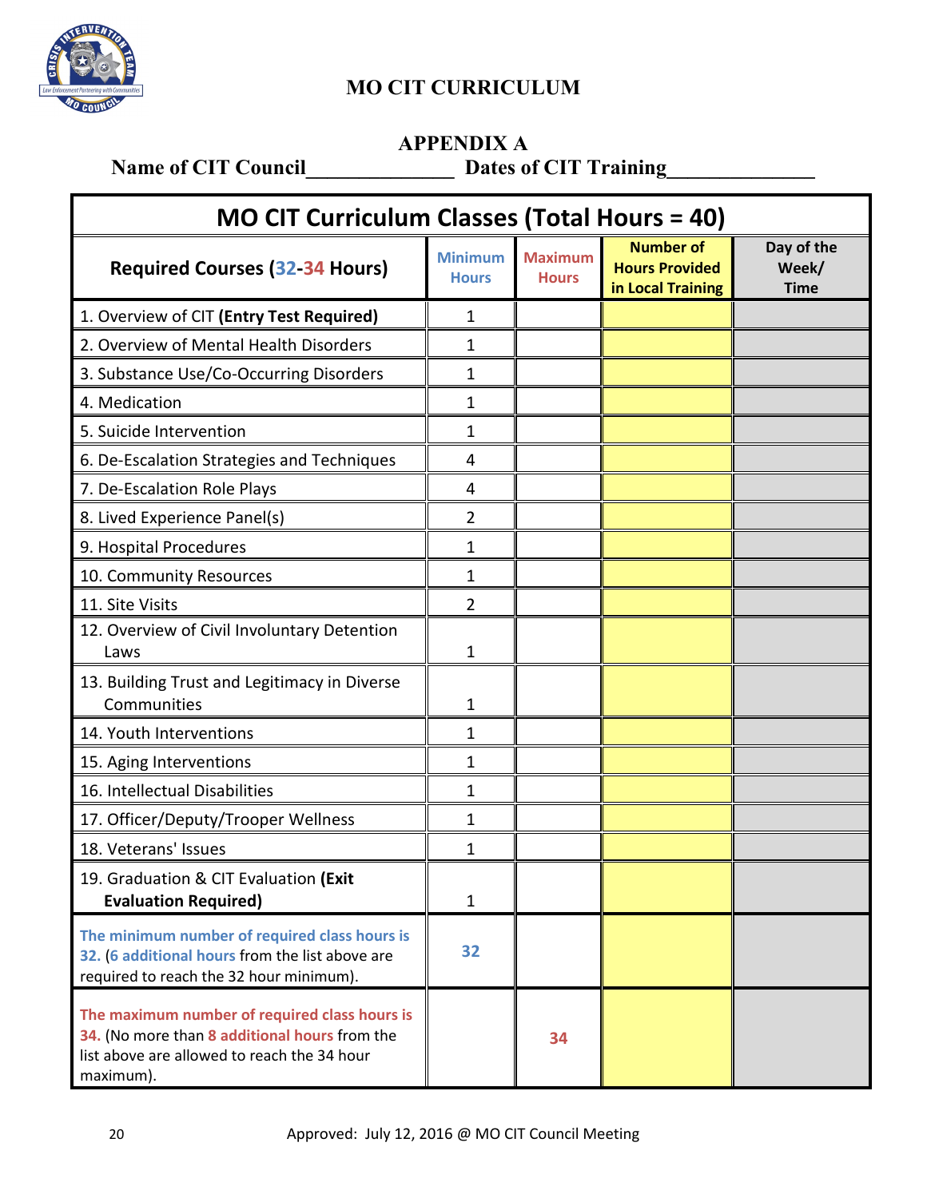# MO CIT CURRICULUM

## APPENDIX A

**Name of CIT Council______________ Dates of CIT Training______________**

| MO CIT Curriculum Classes (Total Hours = 40) | | | | |
|---|---|---|---|---|
| **Required Courses (32-34 Hours)** | **Minimum Hours** | **Maximum Hours** | **Number of Hours Provided in Local Training** | **Day of the Week/ Time** |
| 1. Overview of CIT **(Entry Test Required)** | 1 | | | |
| 2. Overview of Mental Health Disorders | 1 | | | |
| 3. Substance Use/Co-Occurring Disorders | 1 | | | |
| 4. Medication | 1 | | | |
| 5. Suicide Intervention | 1 | | | |
| 6. De-Escalation Strategies and Techniques | 4 | | | |
| 7. De-Escalation Role Plays | 4 | | | |
| 8. Lived Experience Panel(s) | 2 | | | |
| 9. Hospital Procedures | 1 | | | |
| 10. Community Resources | 1 | | | |
| 11. Site Visits | 2 | | | |
| 12. Overview of Civil Involuntary Detention Laws | 1 | | | |
| 13. Building Trust and Legitimacy in Diverse Communities | 1 | | | |
| 14. Youth Interventions | 1 | | | |
| 15. Aging Interventions | 1 | | | |
| 16. Intellectual Disabilities | 1 | | | |
| 17. Officer/Deputy/Trooper Wellness | 1 | | | |
| 18. Veterans' Issues | 1 | | | |
| 19. Graduation & CIT Evaluation **(Exit Evaluation Required)** | 1 | | | |
| **The minimum number of required class hours is 32.** (**6 additional hours** from the list above are required to reach the 32 hour minimum). | **32** | | | |
| **The maximum number of required class hours is 34.** (No more than **8 additional hours** from the list above are allowed to reach the 34 hour maximum). | | **34** | | |

Approved: July 12, 2016 @ MO CIT Council Meeting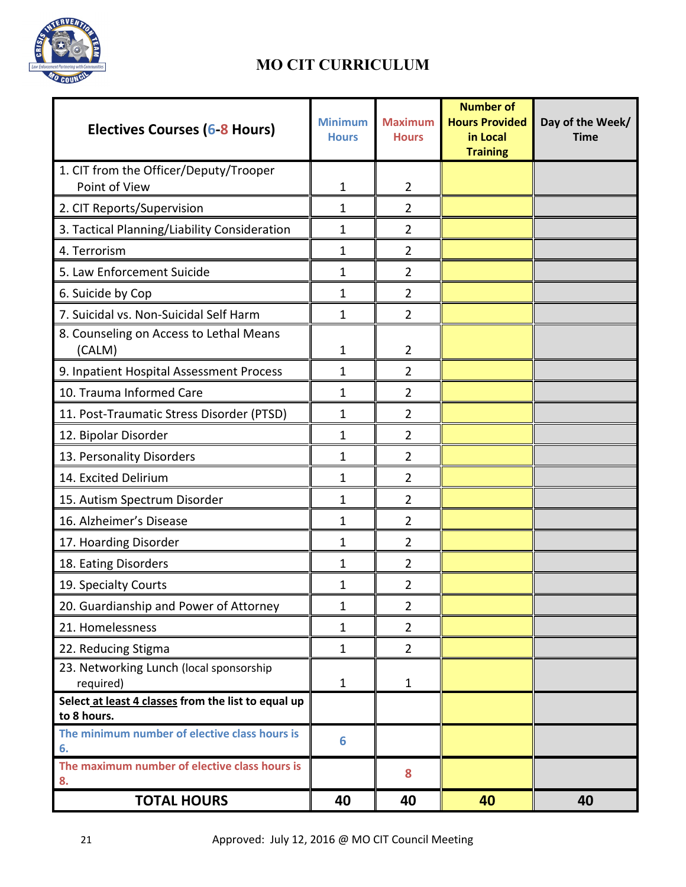# MO CIT CURRICULUM

| Electives Courses (6-8 Hours) | Minimum Hours | Maximum Hours | Number of Hours Provided in Local Training | Day of the Week/ Time |
|---|---|---|---|---|
| 1. CIT from the Officer/Deputy/Trooper Point of View | 1 | 2 | | |
| 2. CIT Reports/Supervision | 1 | 2 | | |
| 3. Tactical Planning/Liability Consideration | 1 | 2 | | |
| 4. Terrorism | 1 | 2 | | |
| 5. Law Enforcement Suicide | 1 | 2 | | |
| 6. Suicide by Cop | 1 | 2 | | |
| 7. Suicidal vs. Non-Suicidal Self Harm | 1 | 2 | | |
| 8. Counseling on Access to Lethal Means (CALM) | 1 | 2 | | |
| 9. Inpatient Hospital Assessment Process | 1 | 2 | | |
| 10. Trauma Informed Care | 1 | 2 | | |
| 11. Post-Traumatic Stress Disorder (PTSD) | 1 | 2 | | |
| 12. Bipolar Disorder | 1 | 2 | | |
| 13. Personality Disorders | 1 | 2 | | |
| 14. Excited Delirium | 1 | 2 | | |
| 15. Autism Spectrum Disorder | 1 | 2 | | |
| 16. Alzheimer's Disease | 1 | 2 | | |
| 17. Hoarding Disorder | 1 | 2 | | |
| 18. Eating Disorders | 1 | 2 | | |
| 19. Specialty Courts | 1 | 2 | | |
| 20. Guardianship and Power of Attorney | 1 | 2 | | |
| 21. Homelessness | 1 | 2 | | |
| 22. Reducing Stigma | 1 | 2 | | |
| 23. Networking Lunch (local sponsorship required) | 1 | 1 | | |
| **Select at least 4 classes from the list to equal up to 8 hours.** | | | | |
| **The minimum number of elective class hours is 6.** | **6** | | | |
| **The maximum number of elective class hours is 8.** | | **8** | | |
| **TOTAL HOURS** | **40** | **40** | **40** | **40** |

Approved: July 12, 2016 @ MO CIT Council Meeting